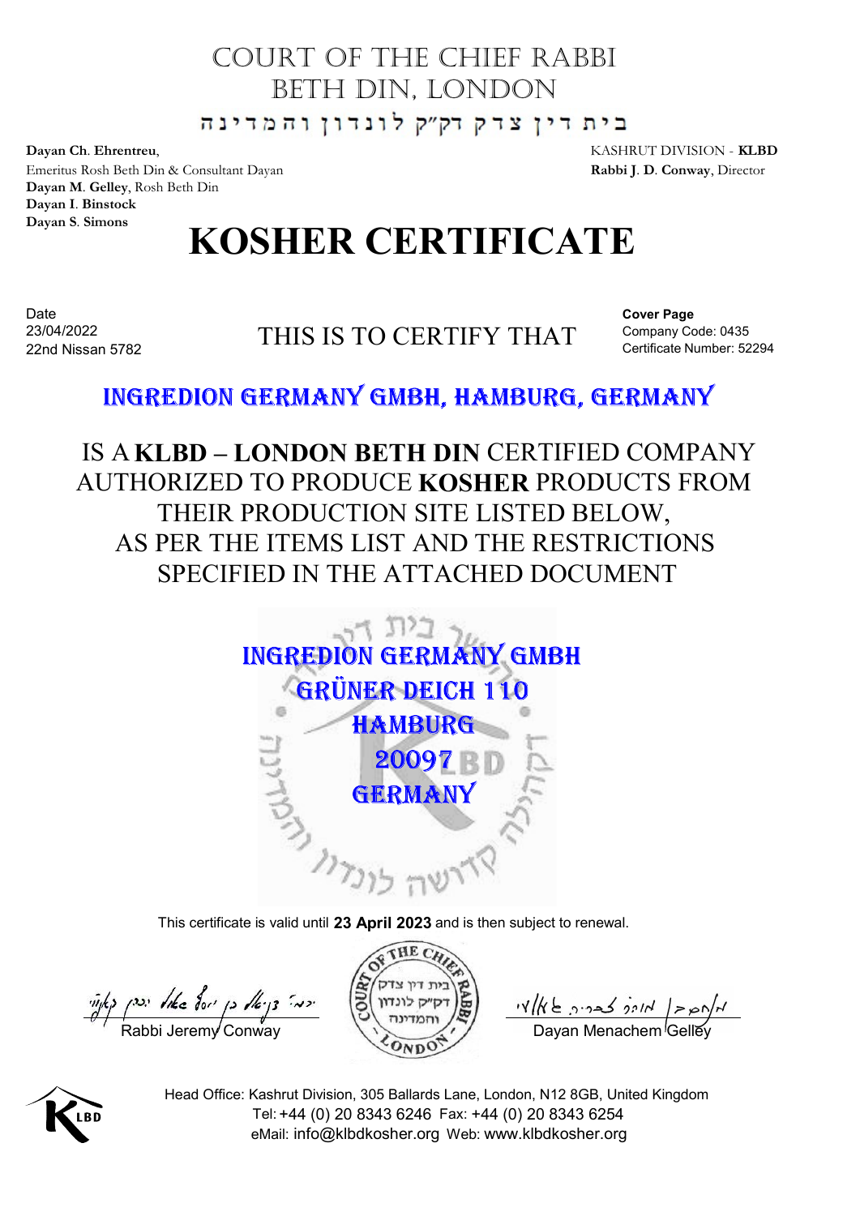# COURT OF THE CHIEF RABBI
# BETH DIN, LONDON

בית דין צדק דק״ק לונדון והמדינה

**Dayan Ch. Ehrentreu**,
Emeritus Rosh Beth Din & Consultant Dayan
**Dayan M. Gelley**, Rosh Beth Din
**Dayan I. Binstock**
**Dayan S. Simons**

KASHRUT DIVISION - **KLBD**
**Rabbi J. D. Conway**, Director

# KOSHER CERTIFICATE

Date
23/04/2022
22nd Nissan 5782

THIS IS TO CERTIFY THAT

**Cover Page**
Company Code: 0435
Certificate Number: 52294

## INGREDION GERMANY GMBH, HAMBURG, GERMANY

IS A **KLBD – LONDON BETH DIN** CERTIFIED COMPANY AUTHORIZED TO PRODUCE **KOSHER** PRODUCTS FROM THEIR PRODUCTION SITE LISTED BELOW, AS PER THE ITEMS LIST AND THE RESTRICTIONS SPECIFIED IN THE ATTACHED DOCUMENT

**INGREDION GERMANY GMBH**
**GRÜNER DEICH 110**
**HAMBURG**
**20097**
**GERMANY**

This certificate is valid until **23 April 2023** and is then subject to renewal.

Rabbi Jeremy Conway

Dayan Menachem Gelley

Head Office: Kashrut Division, 305 Ballards Lane, London, N12 8GB, United Kingdom
Tel: +44 (0) 20 8343 6246 Fax: +44 (0) 20 8343 6254
eMail: info@klbdkosher.org Web: www.klbdkosher.org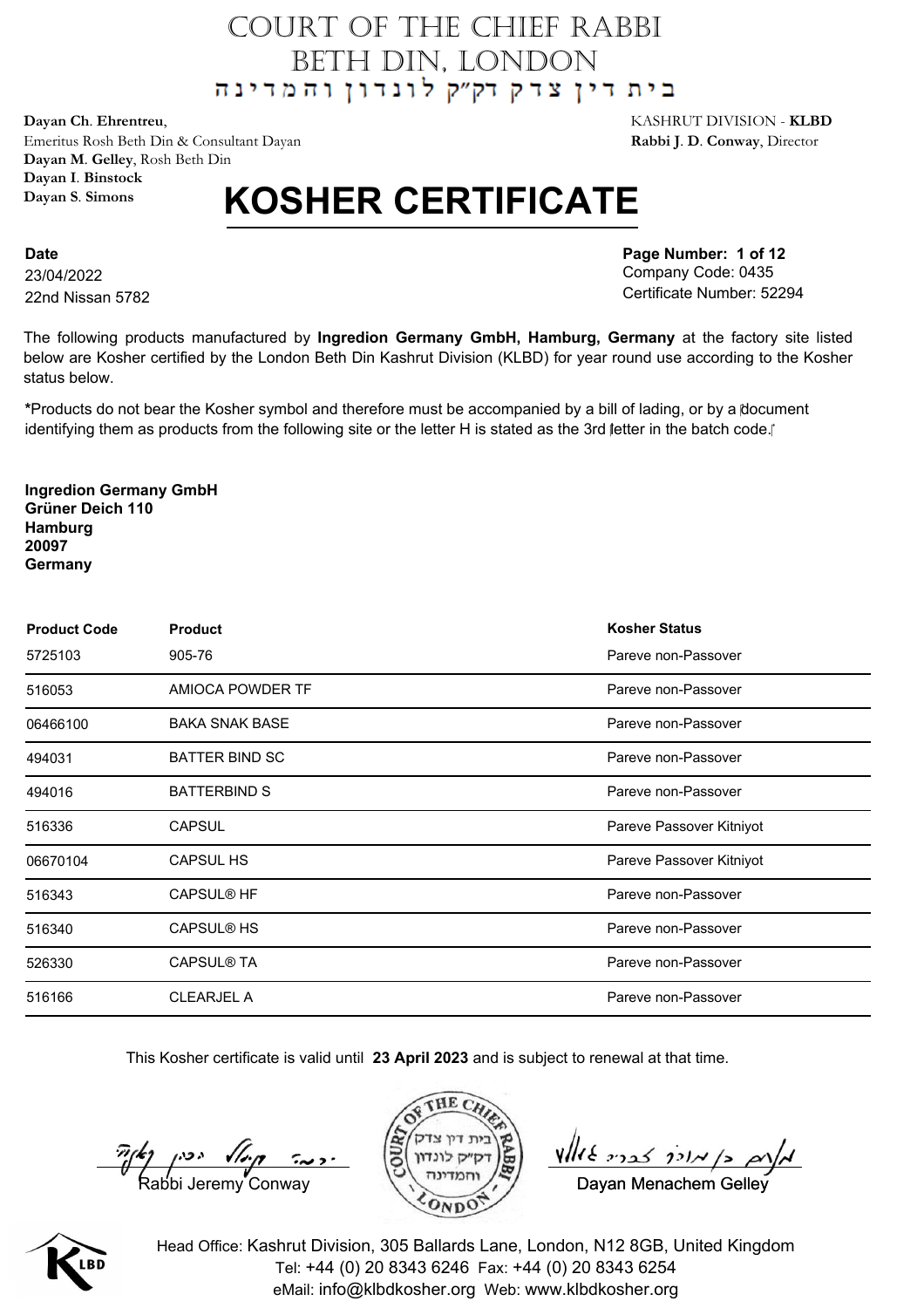# COURT OF THE CHIEF RABBI
# BETH DIN, LONDON
בית דין צדק דק"ק לונדון והמדינה

**Dayan Ch. Ehrentreu**,
Emeritus Rosh Beth Din & Consultant Dayan
**Dayan M. Gelley**, Rosh Beth Din
**Dayan I. Binstock**
**Dayan S. Simons**

KASHRUT DIVISION - **KLBD**
**Rabbi J. D. Conway**, Director

# KOSHER CERTIFICATE

**Date**
23/04/2022
22nd Nissan 5782

**Page Number: 1 of 12**
Company Code: 0435
Certificate Number: 52294

The following products manufactured by **Ingredion Germany GmbH, Hamburg, Germany** at the factory site listed below are Kosher certified by the London Beth Din Kashrut Division (KLBD) for year round use according to the Kosher status below.

***Products do not bear the Kosher symbol and therefore must be accompanied by a bill of lading, or by a document identifying them as products from the following site or the letter H is stated as the 3rd letter in the batch code.**

**Ingredion Germany GmbH**
**Grüner Deich 110**
**Hamburg**
**20097**
**Germany**

| Product Code | Product | Kosher Status |
|---|---|---|
| 5725103 | 905-76 | Pareve non-Passover |
| 516053 | AMIOCA POWDER TF | Pareve non-Passover |
| 06466100 | BAKA SNAK BASE | Pareve non-Passover |
| 494031 | BATTER BIND SC | Pareve non-Passover |
| 494016 | BATTERBIND S | Pareve non-Passover |
| 516336 | CAPSUL | Pareve Passover Kitniyot |
| 06670104 | CAPSUL HS | Pareve Passover Kitniyot |
| 516343 | CAPSUL® HF | Pareve non-Passover |
| 516340 | CAPSUL® HS | Pareve non-Passover |
| 526330 | CAPSUL® TA | Pareve non-Passover |
| 516166 | CLEARJEL A | Pareve non-Passover |

This Kosher certificate is valid until **23 April 2023** and is subject to renewal at that time.

Rabbi Jeremy Conway

Dayan Menachem Gelley

Head Office: Kashrut Division, 305 Ballards Lane, London, N12 8GB, United Kingdom
Tel: +44 (0) 20 8343 6246 Fax: +44 (0) 20 8343 6254
eMail: info@klbdkosher.org Web: www.klbdkosher.org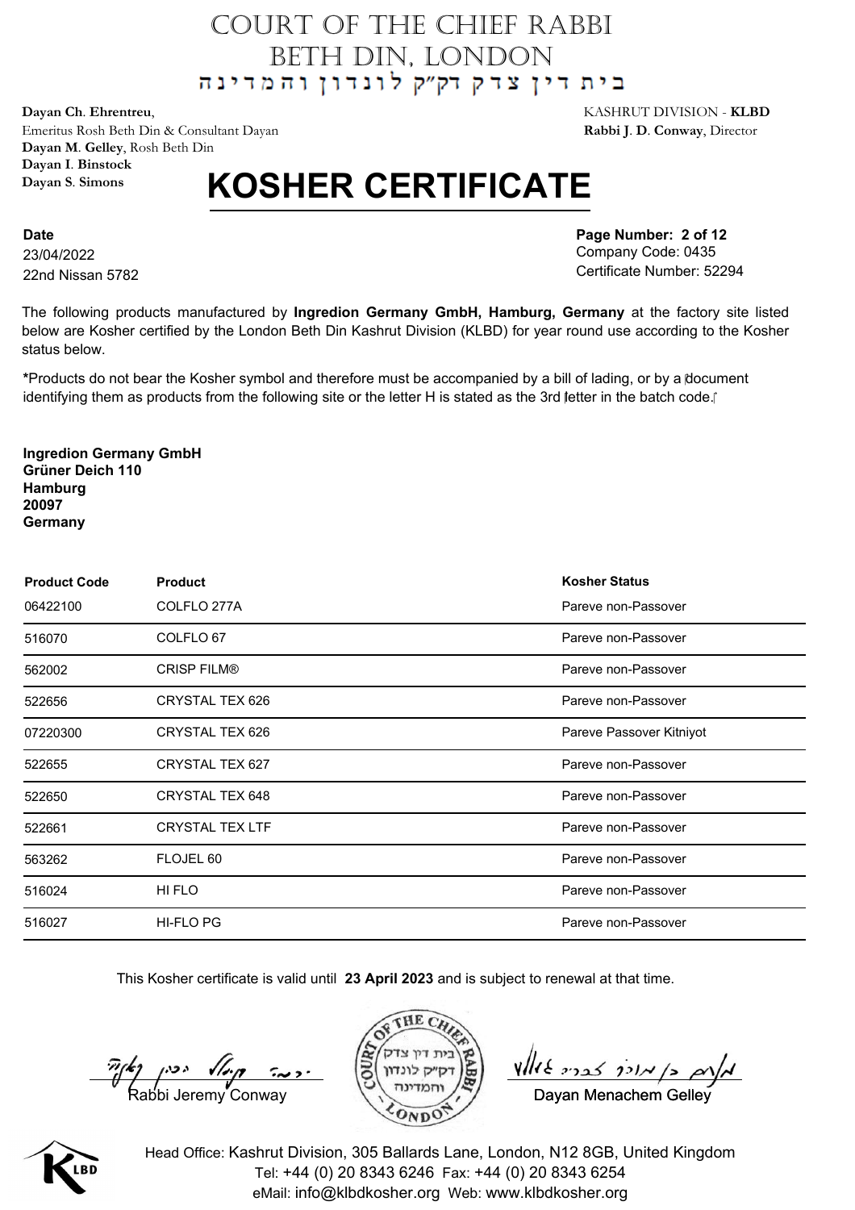# COURT OF THE CHIEF RABBI
# BETH DIN, LONDON
## בית דין צדק דק״ק לונדון והמדינה

**Dayan Ch. Ehrentreu**,
Emeritus Rosh Beth Din & Consultant Dayan
**Dayan M. Gelley**, Rosh Beth Din
**Dayan I. Binstock**
**Dayan S. Simons**

KASHRUT DIVISION - **KLBD**
**Rabbi J. D. Conway**, Director

# KOSHER CERTIFICATE

**Date**
23/04/2022
22nd Nissan 5782

**Page Number: 2 of 12**
Company Code: 0435
Certificate Number: 52294

The following products manufactured by **Ingredion Germany GmbH, Hamburg, Germany** at the factory site listed below are Kosher certified by the London Beth Din Kashrut Division (KLBD) for year round use according to the Kosher status below.

***Products do not bear the Kosher symbol and therefore must be accompanied by a bill of lading, or by a document identifying them as products from the following site or the letter H is stated as the 3rd letter in the batch code.**

**Ingredion Germany GmbH**
**Grüner Deich 110**
**Hamburg**
**20097**
**Germany**

| Product Code | Product | Kosher Status |
|---|---|---|
| 06422100 | COLFLO 277A | Pareve non-Passover |
| 516070 | COLFLO 67 | Pareve non-Passover |
| 562002 | CRISP FILM® | Pareve non-Passover |
| 522656 | CRYSTAL TEX 626 | Pareve non-Passover |
| 07220300 | CRYSTAL TEX 626 | Pareve Passover Kitniyot |
| 522655 | CRYSTAL TEX 627 | Pareve non-Passover |
| 522650 | CRYSTAL TEX 648 | Pareve non-Passover |
| 522661 | CRYSTAL TEX LTF | Pareve non-Passover |
| 563262 | FLOJEL 60 | Pareve non-Passover |
| 516024 | HI FLO | Pareve non-Passover |
| 516027 | HI-FLO PG | Pareve non-Passover |

This Kosher certificate is valid until **23 April 2023** and is subject to renewal at that time.

Rabbi Jeremy Conway

Dayan Menachem Gelley

Head Office: Kashrut Division, 305 Ballards Lane, London, N12 8GB, United Kingdom
Tel: +44 (0) 20 8343 6246 Fax: +44 (0) 20 8343 6254
eMail: info@klbdkosher.org Web: www.klbdkosher.org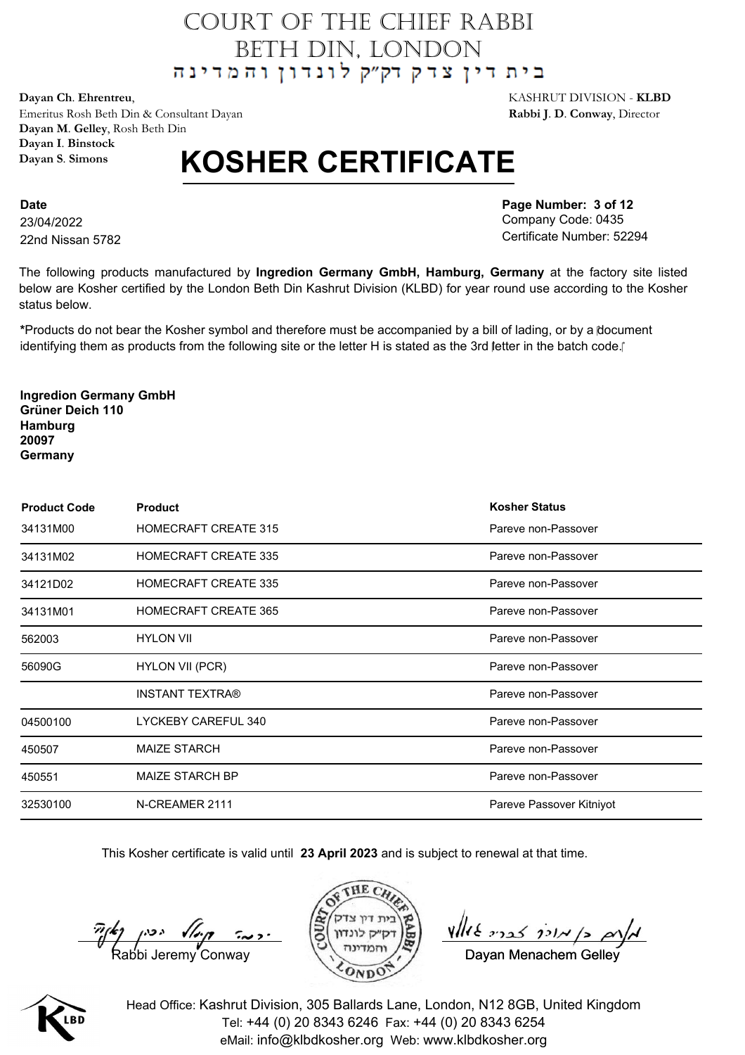# COURT OF THE CHIEF RABBI
# BETH DIN, LONDON
## בית דין צדק דק"ק לונדון והמדינה

**Dayan Ch. Ehrentreu**,
Emeritus Rosh Beth Din & Consultant Dayan
**Dayan M. Gelley**, Rosh Beth Din
**Dayan I. Binstock**
**Dayan S. Simons**

KASHRUT DIVISION - **KLBD**
**Rabbi J. D. Conway**, Director

# KOSHER CERTIFICATE

**Date**
23/04/2022
22nd Nissan 5782

**Page Number: 3 of 12**
Company Code: 0435
Certificate Number: 52294

The following products manufactured by **Ingredion Germany GmbH, Hamburg, Germany** at the factory site listed below are Kosher certified by the London Beth Din Kashrut Division (KLBD) for year round use according to the Kosher status below.

***Products do not bear the Kosher symbol and therefore must be accompanied by a bill of lading, or by a document identifying them as products from the following site or the letter H is stated as the 3rd letter in the batch code.**

**Ingredion Germany GmbH**
**Grüner Deich 110**
**Hamburg**
**20097**
**Germany**

| Product Code | Product | Kosher Status |
|---|---|---|
| 34131M00 | HOMECRAFT CREATE 315 | Pareve non-Passover |
| 34131M02 | HOMECRAFT CREATE 335 | Pareve non-Passover |
| 34121D02 | HOMECRAFT CREATE 335 | Pareve non-Passover |
| 34131M01 | HOMECRAFT CREATE 365 | Pareve non-Passover |
| 562003 | HYLON VII | Pareve non-Passover |
| 56090G | HYLON VII (PCR) | Pareve non-Passover |
| | INSTANT TEXTRA® | Pareve non-Passover |
| 04500100 | LYCKEBY CAREFUL 340 | Pareve non-Passover |
| 450507 | MAIZE STARCH | Pareve non-Passover |
| 450551 | MAIZE STARCH BP | Pareve non-Passover |
| 32530100 | N-CREAMER 2111 | Pareve Passover Kitniyot |

This Kosher certificate is valid until **23 April 2023** and is subject to renewal at that time.

Rabbi Jeremy Conway

Dayan Menachem Gelley

Head Office: Kashrut Division, 305 Ballards Lane, London, N12 8GB, United Kingdom
Tel: +44 (0) 20 8343 6246 Fax: +44 (0) 20 8343 6254
eMail: info@klbdkosher.org Web: www.klbdkosher.org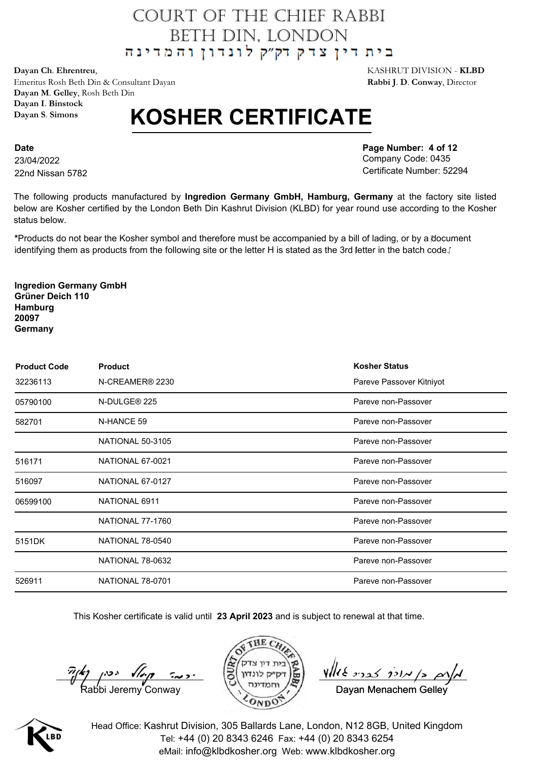# COURT OF THE CHIEF RABBI
# BETH DIN, LONDON
בית דין צדק דק"ק לונדון והמדינה

**Dayan Ch. Ehrentreu**,
Emeritus Rosh Beth Din & Consultant Dayan
**Dayan M. Gelley**, Rosh Beth Din
**Dayan I. Binstock**
**Dayan S. Simons**

KASHRUT DIVISION - **KLBD**
**Rabbi J. D. Conway**, Director

# KOSHER CERTIFICATE

**Date**
23/04/2022
22nd Nissan 5782

**Page Number: 4 of 12**
Company Code: 0435
Certificate Number: 52294

The following products manufactured by **Ingredion Germany GmbH, Hamburg, Germany** at the factory site listed below are Kosher certified by the London Beth Din Kashrut Division (KLBD) for year round use according to the Kosher status below.

**\***Products do not bear the Kosher symbol and therefore must be accompanied by a bill of lading, or by a document identifying them as products from the following site or the letter H is stated as the 3rd letter in the batch code.

**Ingredion Germany GmbH**
**Grüner Deich 110**
**Hamburg**
**20097**
**Germany**

| Product Code | Product | Kosher Status |
|---|---|---|
| 32236113 | N-CREAMER® 2230 | Pareve Passover Kitniyot |
| 05790100 | N-DULGE® 225 | Pareve non-Passover |
| 582701 | N-HANCE 59 | Pareve non-Passover |
| | NATIONAL 50-3105 | Pareve non-Passover |
| 516171 | NATIONAL 67-0021 | Pareve non-Passover |
| 516097 | NATIONAL 67-0127 | Pareve non-Passover |
| 06599100 | NATIONAL 6911 | Pareve non-Passover |
| | NATIONAL 77-1760 | Pareve non-Passover |
| 5151DK | NATIONAL 78-0540 | Pareve non-Passover |
| | NATIONAL 78-0632 | Pareve non-Passover |
| 526911 | NATIONAL 78-0701 | Pareve non-Passover |

This Kosher certificate is valid until **23 April 2023** and is subject to renewal at that time.

Rabbi Jeremy Conway

Dayan Menachem Gelley

Head Office: Kashrut Division, 305 Ballards Lane, London, N12 8GB, United Kingdom
Tel: +44 (0) 20 8343 6246 Fax: +44 (0) 20 8343 6254
eMail: info@klbdkosher.org Web: www.klbdkosher.org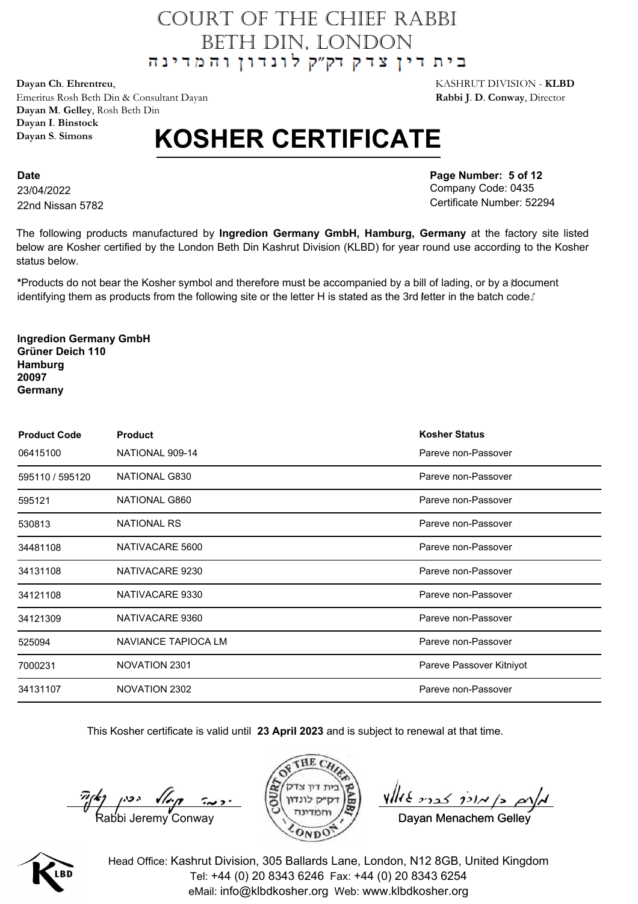# COURT OF THE CHIEF RABBI
# BETH DIN, LONDON
## בית דין צדק דק"ק לונדון והמדינה

**Dayan Ch. Ehrentreu**,
Emeritus Rosh Beth Din & Consultant Dayan
**Dayan M. Gelley**, Rosh Beth Din
**Dayan I. Binstock**
**Dayan S. Simons**

KASHRUT DIVISION - **KLBD**
**Rabbi J. D. Conway**, Director

# KOSHER CERTIFICATE

**Date**
23/04/2022
22nd Nissan 5782

**Page Number: 5 of 12**
Company Code: 0435
Certificate Number: 52294

The following products manufactured by **Ingredion Germany GmbH, Hamburg, Germany** at the factory site listed below are Kosher certified by the London Beth Din Kashrut Division (KLBD) for year round use according to the Kosher status below.

***Products do not bear the Kosher symbol and therefore must be accompanied by a bill of lading, or by a document identifying them as products from the following site or the letter H is stated as the 3rd letter in the batch code.**

**Ingredion Germany GmbH**
**Grüner Deich 110**
**Hamburg**
**20097**
**Germany**

| Product Code | Product | Kosher Status |
|---|---|---|
| 06415100 | NATIONAL 909-14 | Pareve non-Passover |
| 595110 / 595120 | NATIONAL G830 | Pareve non-Passover |
| 595121 | NATIONAL G860 | Pareve non-Passover |
| 530813 | NATIONAL RS | Pareve non-Passover |
| 34481108 | NATIVACARE 5600 | Pareve non-Passover |
| 34131108 | NATIVACARE 9230 | Pareve non-Passover |
| 34121108 | NATIVACARE 9330 | Pareve non-Passover |
| 34121309 | NATIVACARE 9360 | Pareve non-Passover |
| 525094 | NAVIANCE TAPIOCA LM | Pareve non-Passover |
| 7000231 | NOVATION 2301 | Pareve Passover Kitniyot |
| 34131107 | NOVATION 2302 | Pareve non-Passover |

This Kosher certificate is valid until **23 April 2023** and is subject to renewal at that time.

Rabbi Jeremy Conway

Dayan Menachem Gelley

Head Office: Kashrut Division, 305 Ballards Lane, London, N12 8GB, United Kingdom
Tel: +44 (0) 20 8343 6246 Fax: +44 (0) 20 8343 6254
eMail: info@klbdkosher.org Web: www.klbdkosher.org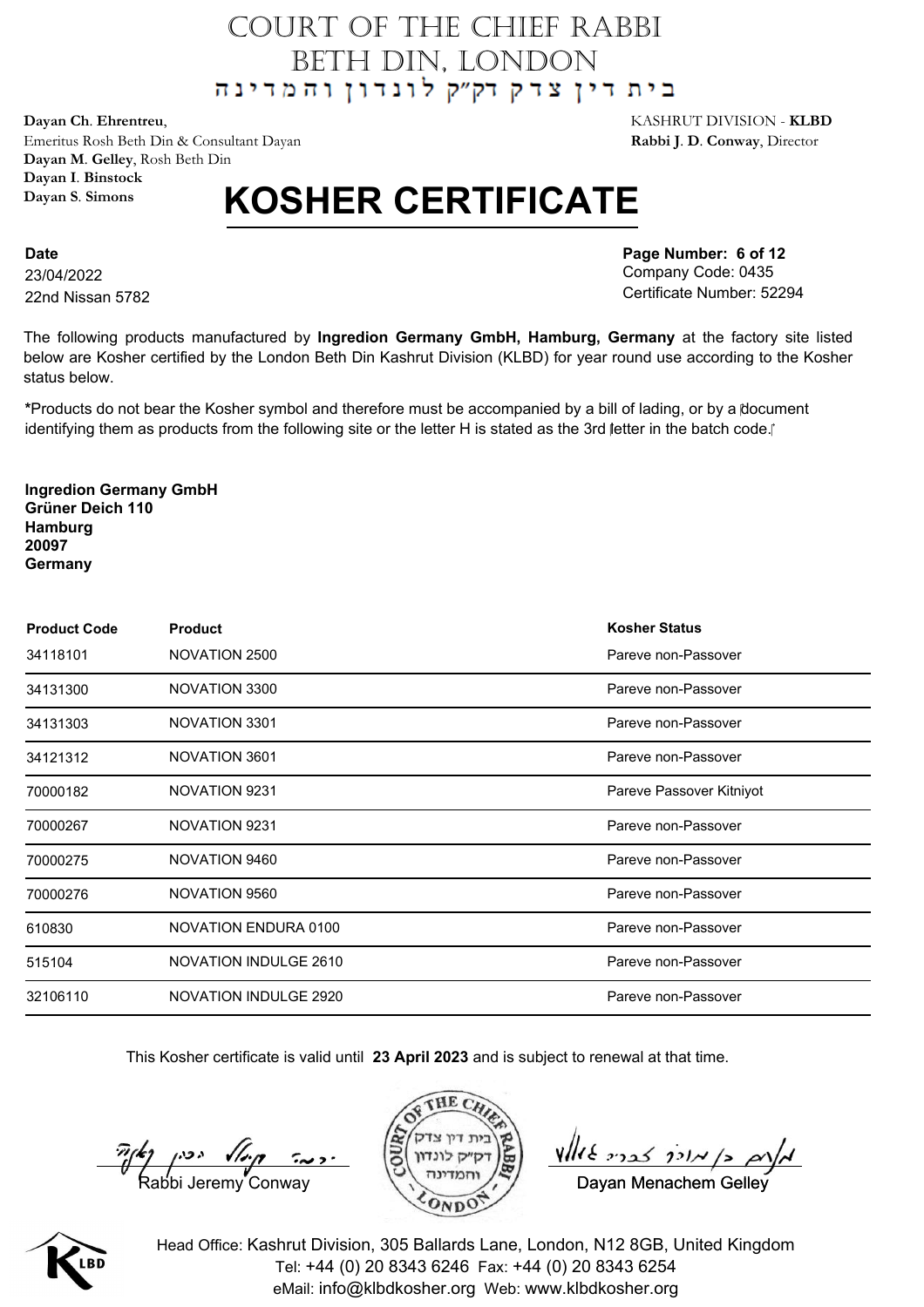# COURT OF THE CHIEF RABBI
# BETH DIN, LONDON
## בית דין צדק דק״ק לונדון והמדינה

**Dayan Ch. Ehrentreu**,
Emeritus Rosh Beth Din & Consultant Dayan
**Dayan M. Gelley**, Rosh Beth Din
**Dayan I. Binstock**
**Dayan S. Simons**

KASHRUT DIVISION - **KLBD**
**Rabbi J. D. Conway**, Director

# KOSHER CERTIFICATE

**Date**
23/04/2022
22nd Nissan 5782

**Page Number: 6 of 12**
Company Code: 0435
Certificate Number: 52294

The following products manufactured by **Ingredion Germany GmbH, Hamburg, Germany** at the factory site listed below are Kosher certified by the London Beth Din Kashrut Division (KLBD) for year round use according to the Kosher status below.

***Products do not bear the Kosher symbol and therefore must be accompanied by a bill of lading, or by a document identifying them as products from the following site or the letter H is stated as the 3rd letter in the batch code.**

**Ingredion Germany GmbH**
**Grüner Deich 110**
**Hamburg**
**20097**
**Germany**

| Product Code | Product | Kosher Status |
|---|---|---|
| 34118101 | NOVATION 2500 | Pareve non-Passover |
| 34131300 | NOVATION 3300 | Pareve non-Passover |
| 34131303 | NOVATION 3301 | Pareve non-Passover |
| 34121312 | NOVATION 3601 | Pareve non-Passover |
| 70000182 | NOVATION 9231 | Pareve Passover Kitniyot |
| 70000267 | NOVATION 9231 | Pareve non-Passover |
| 70000275 | NOVATION 9460 | Pareve non-Passover |
| 70000276 | NOVATION 9560 | Pareve non-Passover |
| 610830 | NOVATION ENDURA 0100 | Pareve non-Passover |
| 515104 | NOVATION INDULGE 2610 | Pareve non-Passover |
| 32106110 | NOVATION INDULGE 2920 | Pareve non-Passover |

This Kosher certificate is valid until **23 April 2023** and is subject to renewal at that time.

Rabbi Jeremy Conway

Dayan Menachem Gelley

Head Office: Kashrut Division, 305 Ballards Lane, London, N12 8GB, United Kingdom
Tel: +44 (0) 20 8343 6246 Fax: +44 (0) 20 8343 6254
eMail: info@klbdkosher.org Web: www.klbdkosher.org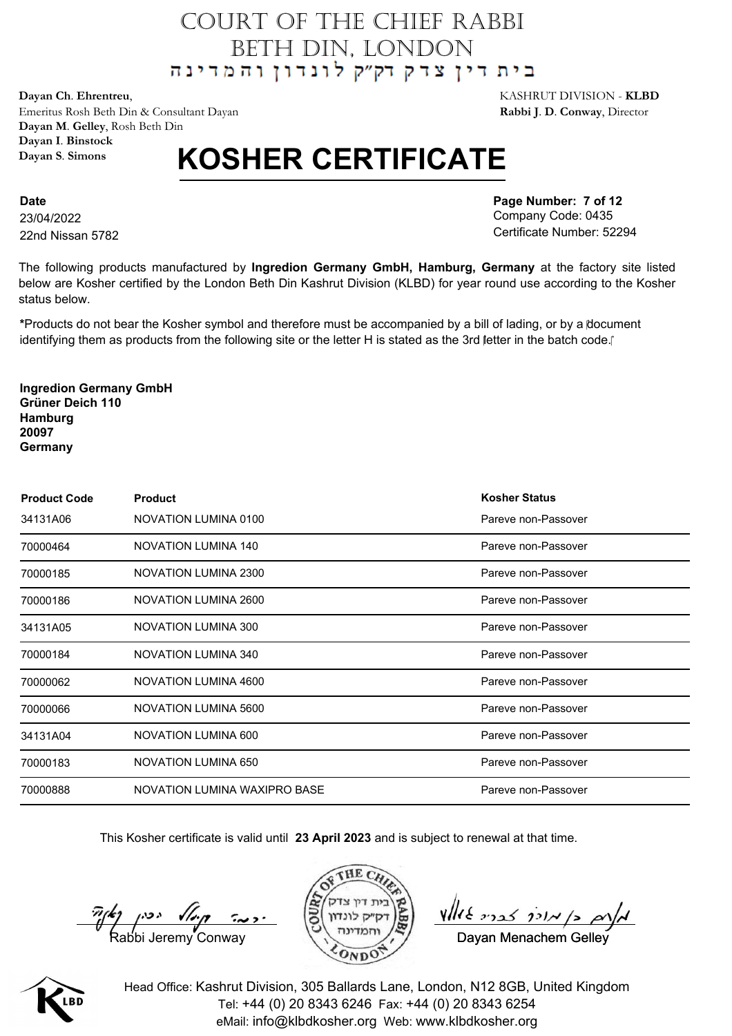# COURT OF THE CHIEF RABBI
# BETH DIN, LONDON
בית דין צדק דק״ק לונדון והמדינה

**Dayan Ch. Ehrentreu**,
Emeritus Rosh Beth Din & Consultant Dayan
**Dayan M. Gelley**, Rosh Beth Din
**Dayan I. Binstock**
**Dayan S. Simons**

KASHRUT DIVISION - **KLBD**
**Rabbi J. D. Conway**, Director

# KOSHER CERTIFICATE

**Date**
23/04/2022
22nd Nissan 5782

**Page Number: 7 of 12**
Company Code: 0435
Certificate Number: 52294

The following products manufactured by **Ingredion Germany GmbH, Hamburg, Germany** at the factory site listed below are Kosher certified by the London Beth Din Kashrut Division (KLBD) for year round use according to the Kosher status below.

***Products do not bear the Kosher symbol and therefore must be accompanied by a bill of lading, or by a document identifying them as products from the following site or the letter H is stated as the 3rd letter in the batch code.**

**Ingredion Germany GmbH**
**Grüner Deich 110**
**Hamburg**
**20097**
**Germany**

| Product Code | Product | Kosher Status |
|---|---|---|
| 34131A06 | NOVATION LUMINA 0100 | Pareve non-Passover |
| 70000464 | NOVATION LUMINA 140 | Pareve non-Passover |
| 70000185 | NOVATION LUMINA 2300 | Pareve non-Passover |
| 70000186 | NOVATION LUMINA 2600 | Pareve non-Passover |
| 34131A05 | NOVATION LUMINA 300 | Pareve non-Passover |
| 70000184 | NOVATION LUMINA 340 | Pareve non-Passover |
| 70000062 | NOVATION LUMINA 4600 | Pareve non-Passover |
| 70000066 | NOVATION LUMINA 5600 | Pareve non-Passover |
| 34131A04 | NOVATION LUMINA 600 | Pareve non-Passover |
| 70000183 | NOVATION LUMINA 650 | Pareve non-Passover |
| 70000888 | NOVATION LUMINA WAXIPRO BASE | Pareve non-Passover |

This Kosher certificate is valid until **23 April 2023** and is subject to renewal at that time.

Rabbi Jeremy Conway

Dayan Menachem Gelley

Head Office: Kashrut Division, 305 Ballards Lane, London, N12 8GB, United Kingdom
Tel: +44 (0) 20 8343 6246 Fax: +44 (0) 20 8343 6254
eMail: info@klbdkosher.org Web: www.klbdkosher.org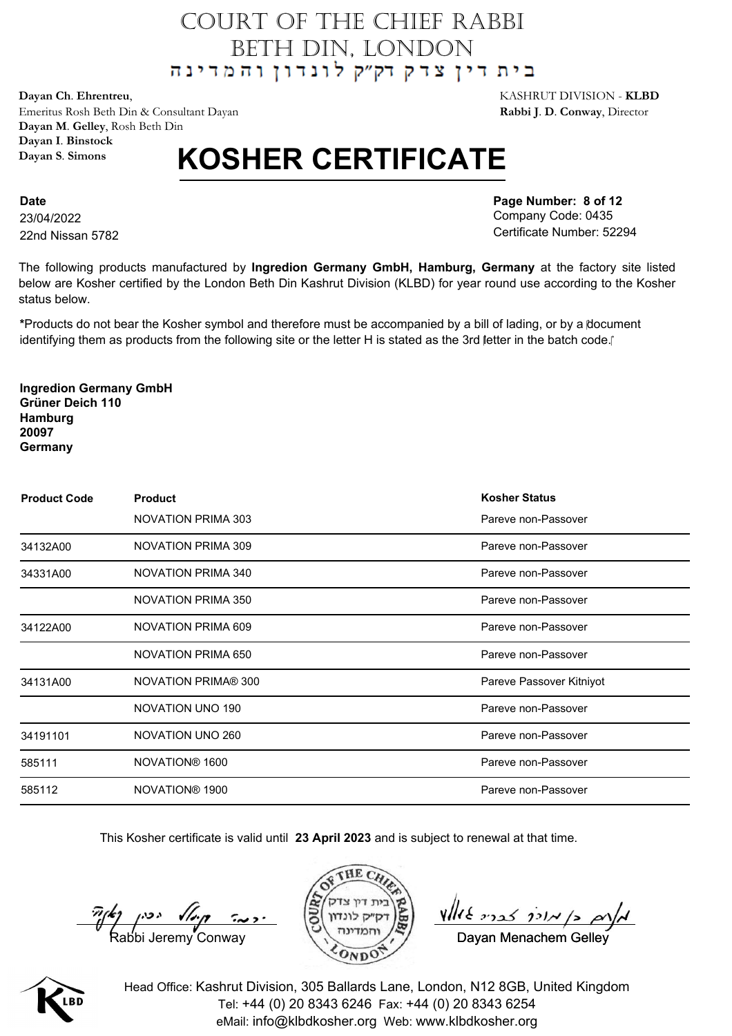# COURT OF THE CHIEF RABBI
# BETH DIN, LONDON
# בית דין צדק דק"ק לונדון והמדינה

**Dayan Ch. Ehrentreu**,
Emeritus Rosh Beth Din & Consultant Dayan
**Dayan M. Gelley**, Rosh Beth Din
**Dayan I. Binstock**
**Dayan S. Simons**

KASHRUT DIVISION - **KLBD**
**Rabbi J. D. Conway**, Director

# KOSHER CERTIFICATE

**Date**
23/04/2022
22nd Nissan 5782

**Page Number: 8 of 12**
Company Code: 0435
Certificate Number: 52294

The following products manufactured by **Ingredion Germany GmbH, Hamburg, Germany** at the factory site listed below are Kosher certified by the London Beth Din Kashrut Division (KLBD) for year round use according to the Kosher status below.

***Products do not bear the Kosher symbol and therefore must be accompanied by a bill of lading, or by a document identifying them as products from the following site or the letter H is stated as the 3rd letter in the batch code.**

**Ingredion Germany GmbH**
**Grüner Deich 110**
**Hamburg**
**20097**
**Germany**

| Product Code | Product | Kosher Status |
|---|---|---|
| | NOVATION PRIMA 303 | Pareve non-Passover |
| 34132A00 | NOVATION PRIMA 309 | Pareve non-Passover |
| 34331A00 | NOVATION PRIMA 340 | Pareve non-Passover |
| | NOVATION PRIMA 350 | Pareve non-Passover |
| 34122A00 | NOVATION PRIMA 609 | Pareve non-Passover |
| | NOVATION PRIMA 650 | Pareve non-Passover |
| 34131A00 | NOVATION PRIMA® 300 | Pareve Passover Kitniyot |
| | NOVATION UNO 190 | Pareve non-Passover |
| 34191101 | NOVATION UNO 260 | Pareve non-Passover |
| 585111 | NOVATION® 1600 | Pareve non-Passover |
| 585112 | NOVATION® 1900 | Pareve non-Passover |

This Kosher certificate is valid until **23 April 2023** and is subject to renewal at that time.

Rabbi Jeremy Conway

Dayan Menachem Gelley

Head Office: Kashrut Division, 305 Ballards Lane, London, N12 8GB, United Kingdom
Tel: +44 (0) 20 8343 6246 Fax: +44 (0) 20 8343 6254
eMail: info@klbdkosher.org Web: www.klbdkosher.org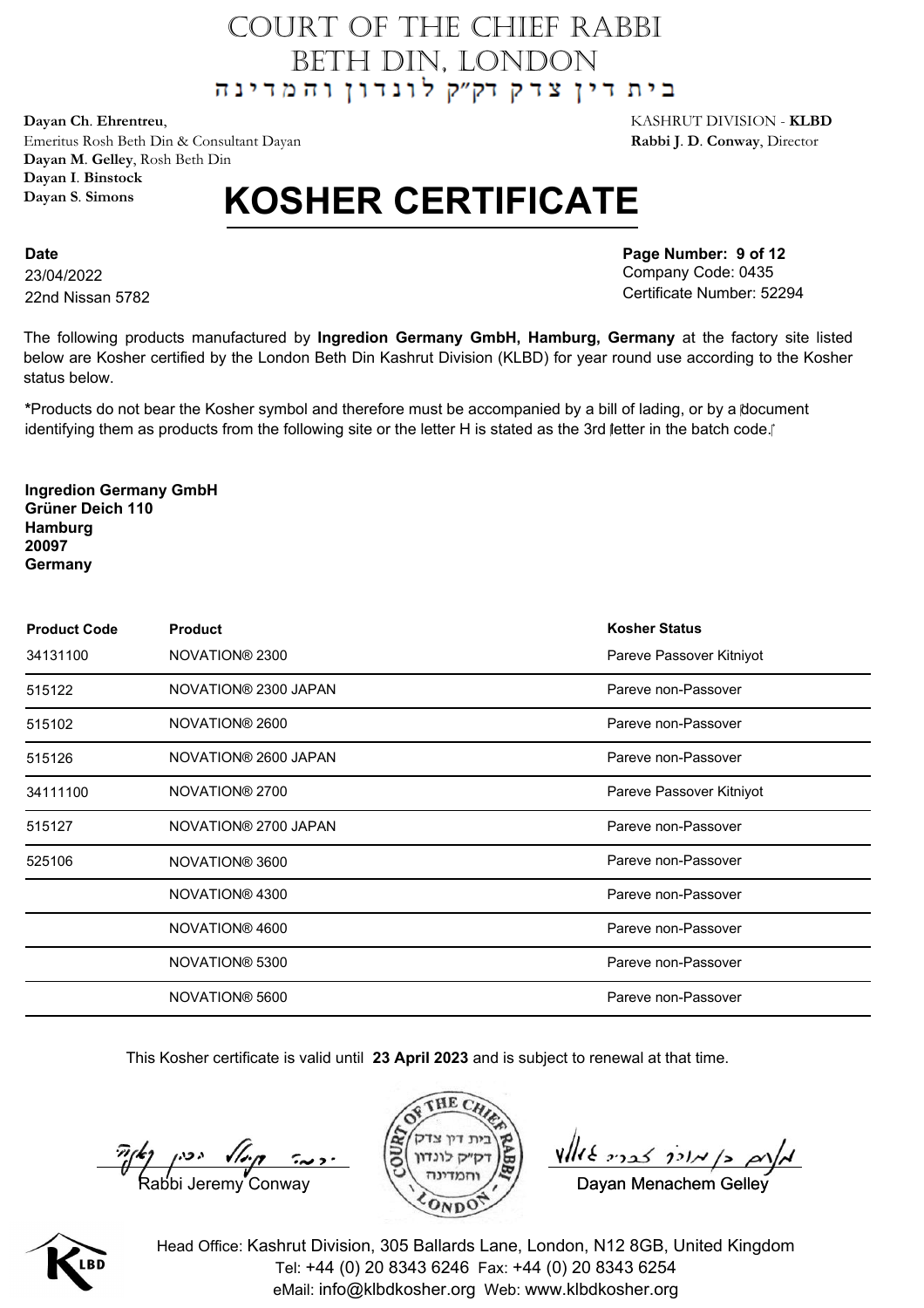# COURT OF THE CHIEF RABBI
# BETH DIN, LONDON

בית דין צדק דק"ק לונדון והמדינה

**Dayan Ch. Ehrentreu**,
Emeritus Rosh Beth Din & Consultant Dayan
**Dayan M. Gelley**, Rosh Beth Din
**Dayan I. Binstock**
**Dayan S. Simons**

KASHRUT DIVISION - **KLBD**
**Rabbi J. D. Conway**, Director

# KOSHER CERTIFICATE

**Date**
23/04/2022
22nd Nissan 5782

**Page Number: 9 of 12**
Company Code: 0435
Certificate Number: 52294

The following products manufactured by **Ingredion Germany GmbH, Hamburg, Germany** at the factory site listed below are Kosher certified by the London Beth Din Kashrut Division (KLBD) for year round use according to the Kosher status below.

***Products do not bear the Kosher symbol and therefore must be accompanied by a bill of lading, or by a document identifying them as products from the following site or the letter H is stated as the 3rd letter in the batch code.**

**Ingredion Germany GmbH**
**Grüner Deich 110**
**Hamburg**
**20097**
**Germany**

| Product Code | Product | Kosher Status |
|---|---|---|
| 34131100 | NOVATION® 2300 | Pareve Passover Kitniyot |
| 515122 | NOVATION® 2300 JAPAN | Pareve non-Passover |
| 515102 | NOVATION® 2600 | Pareve non-Passover |
| 515126 | NOVATION® 2600 JAPAN | Pareve non-Passover |
| 34111100 | NOVATION® 2700 | Pareve Passover Kitniyot |
| 515127 | NOVATION® 2700 JAPAN | Pareve non-Passover |
| 525106 | NOVATION® 3600 | Pareve non-Passover |
| | NOVATION® 4300 | Pareve non-Passover |
| | NOVATION® 4600 | Pareve non-Passover |
| | NOVATION® 5300 | Pareve non-Passover |
| | NOVATION® 5600 | Pareve non-Passover |

This Kosher certificate is valid until **23 April 2023** and is subject to renewal at that time.

Rabbi Jeremy Conway

Dayan Menachem Gelley

Head Office: Kashrut Division, 305 Ballards Lane, London, N12 8GB, United Kingdom
Tel: +44 (0) 20 8343 6246 Fax: +44 (0) 20 8343 6254
eMail: info@klbdkosher.org Web: www.klbdkosher.org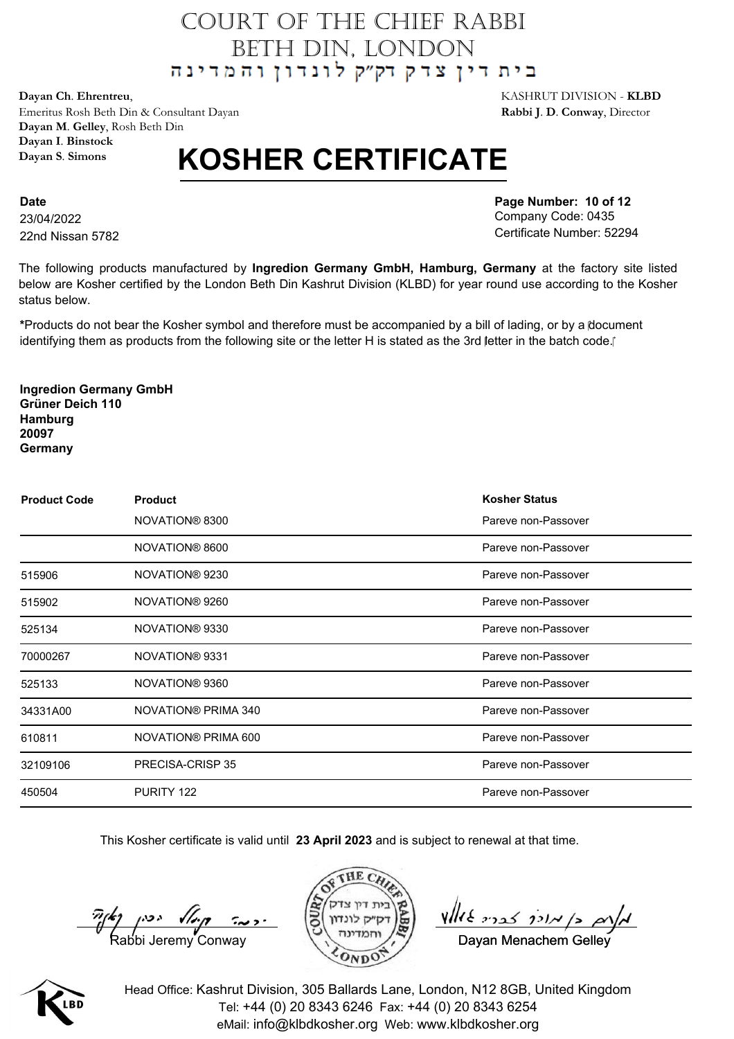# COURT OF THE CHIEF RABBI
# BETH DIN, LONDON

בית דין צדק דק"ק לונדון והמדינה

**Dayan Ch. Ehrentreu**,
Emeritus Rosh Beth Din & Consultant Dayan
**Dayan M. Gelley**, Rosh Beth Din
**Dayan I. Binstock**
**Dayan S. Simons**

KASHRUT DIVISION - **KLBD**
**Rabbi J. D. Conway**, Director

# KOSHER CERTIFICATE

**Date**
23/04/2022
22nd Nissan 5782

**Page Number: 10 of 12**
Company Code: 0435
Certificate Number: 52294

The following products manufactured by **Ingredion Germany GmbH, Hamburg, Germany** at the factory site listed below are Kosher certified by the London Beth Din Kashrut Division (KLBD) for year round use according to the Kosher status below.

***Products do not bear the Kosher symbol and therefore must be accompanied by a bill of lading, or by a document identifying them as products from the following site or the letter H is stated as the 3rd letter in the batch code.**

**Ingredion Germany GmbH**
**Grüner Deich 110**
**Hamburg**
**20097**
**Germany**

| Product Code | Product | Kosher Status |
|---|---|---|
| | NOVATION® 8300 | Pareve non-Passover |
| | NOVATION® 8600 | Pareve non-Passover |
| 515906 | NOVATION® 9230 | Pareve non-Passover |
| 515902 | NOVATION® 9260 | Pareve non-Passover |
| 525134 | NOVATION® 9330 | Pareve non-Passover |
| 70000267 | NOVATION® 9331 | Pareve non-Passover |
| 525133 | NOVATION® 9360 | Pareve non-Passover |
| 34331A00 | NOVATION® PRIMA 340 | Pareve non-Passover |
| 610811 | NOVATION® PRIMA 600 | Pareve non-Passover |
| 32109106 | PRECISA-CRISP 35 | Pareve non-Passover |
| 450504 | PURITY 122 | Pareve non-Passover |

This Kosher certificate is valid until **23 April 2023** and is subject to renewal at that time.

Rabbi Jeremy Conway

Dayan Menachem Gelley

Head Office: Kashrut Division, 305 Ballards Lane, London, N12 8GB, United Kingdom
Tel: +44 (0) 20 8343 6246 Fax: +44 (0) 20 8343 6254
eMail: info@klbdkosher.org Web: www.klbdkosher.org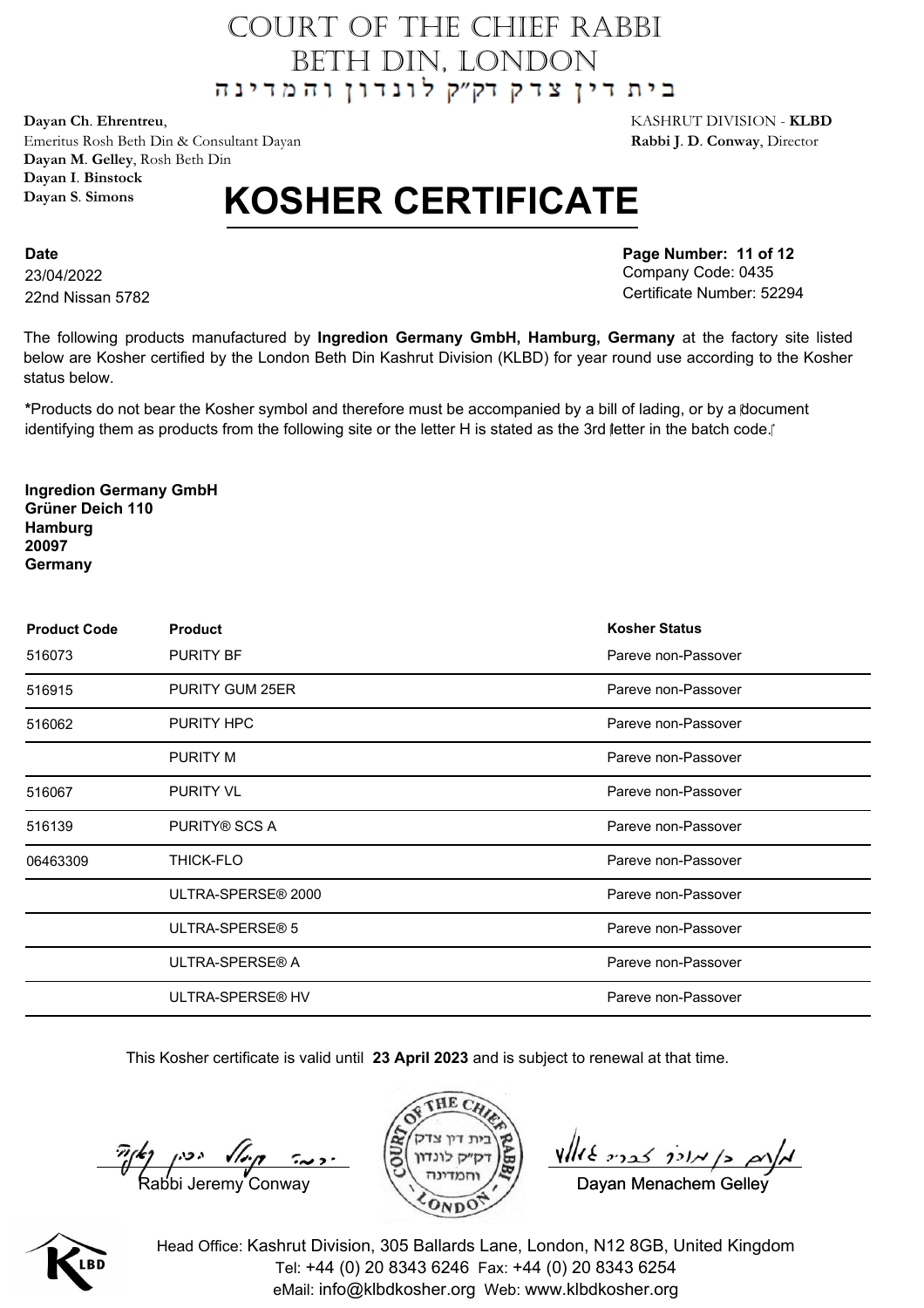# COURT OF THE CHIEF RABBI
# BETH DIN, LONDON
# בית דין צדק דק"ק לונדון והמדינה

**Dayan Ch. Ehrentreu**,
Emeritus Rosh Beth Din & Consultant Dayan
**Dayan M. Gelley**, Rosh Beth Din
**Dayan I. Binstock**
**Dayan S. Simons**

KASHRUT DIVISION - **KLBD**
**Rabbi J. D. Conway**, Director

# KOSHER CERTIFICATE

**Date**
23/04/2022
22nd Nissan 5782

**Page Number: 11 of 12**
Company Code: 0435
Certificate Number: 52294

The following products manufactured by **Ingredion Germany GmbH, Hamburg, Germany** at the factory site listed below are Kosher certified by the London Beth Din Kashrut Division (KLBD) for year round use according to the Kosher status below.

**\***Products do not bear the Kosher symbol and therefore must be accompanied by a bill of lading, or by a document identifying them as products from the following site or the letter H is stated as the 3rd letter in the batch code.

**Ingredion Germany GmbH**
**Grüner Deich 110**
**Hamburg**
**20097**
**Germany**

| Product Code | Product | Kosher Status |
|---|---|---|
| 516073 | PURITY BF | Pareve non-Passover |
| 516915 | PURITY GUM 25ER | Pareve non-Passover |
| 516062 | PURITY HPC | Pareve non-Passover |
| | PURITY M | Pareve non-Passover |
| 516067 | PURITY VL | Pareve non-Passover |
| 516139 | PURITY® SCS A | Pareve non-Passover |
| 06463309 | THICK-FLO | Pareve non-Passover |
| | ULTRA-SPERSE® 2000 | Pareve non-Passover |
| | ULTRA-SPERSE® 5 | Pareve non-Passover |
| | ULTRA-SPERSE® A | Pareve non-Passover |
| | ULTRA-SPERSE® HV | Pareve non-Passover |

This Kosher certificate is valid until **23 April 2023** and is subject to renewal at that time.

Rabbi Jeremy Conway

Dayan Menachem Gelley

Head Office: Kashrut Division, 305 Ballards Lane, London, N12 8GB, United Kingdom
Tel: +44 (0) 20 8343 6246 Fax: +44 (0) 20 8343 6254
eMail: info@klbdkosher.org Web: www.klbdkosher.org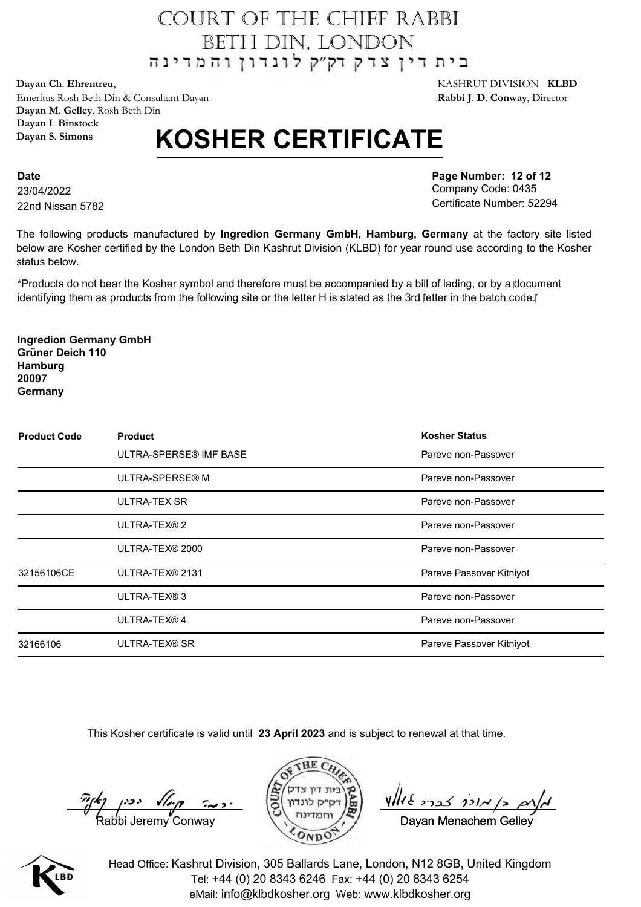# COURT OF THE CHIEF RABBI
# BETH DIN, LONDON
בית דין צדק דק"ק לונדון והמדינה

**Dayan Ch. Ehrentreu**,
Emeritus Rosh Beth Din & Consultant Dayan
**Dayan M. Gelley**, Rosh Beth Din
**Dayan I. Binstock**
**Dayan S. Simons**

KASHRUT DIVISION - **KLBD**
**Rabbi J. D. Conway**, Director

# KOSHER CERTIFICATE

**Date**
23/04/2022
22nd Nissan 5782

**Page Number: 12 of 12**
Company Code: 0435
Certificate Number: 52294

The following products manufactured by **Ingredion Germany GmbH, Hamburg, Germany** at the factory site listed below are Kosher certified by the London Beth Din Kashrut Division (KLBD) for year round use according to the Kosher status below.

***Products do not bear the Kosher symbol and therefore must be accompanied by a bill of lading, or by a document identifying them as products from the following site or the letter H is stated as the 3rd letter in the batch code.**

**Ingredion Germany GmbH**
**Grüner Deich 110**
**Hamburg**
**20097**
**Germany**

| Product Code | Product | Kosher Status |
|---|---|---|
| | ULTRA-SPERSE® IMF BASE | Pareve non-Passover |
| | ULTRA-SPERSE® M | Pareve non-Passover |
| | ULTRA-TEX SR | Pareve non-Passover |
| | ULTRA-TEX® 2 | Pareve non-Passover |
| | ULTRA-TEX® 2000 | Pareve non-Passover |
| 32156106CE | ULTRA-TEX® 2131 | Pareve Passover Kitniyot |
| | ULTRA-TEX® 3 | Pareve non-Passover |
| | ULTRA-TEX® 4 | Pareve non-Passover |
| 32166106 | ULTRA-TEX® SR | Pareve Passover Kitniyot |

This Kosher certificate is valid until **23 April 2023** and is subject to renewal at that time.

Rabbi Jeremy Conway

Dayan Menachem Gelley

Head Office: Kashrut Division, 305 Ballards Lane, London, N12 8GB, United Kingdom
Tel: +44 (0) 20 8343 6246 Fax: +44 (0) 20 8343 6254
eMail: info@klbdkosher.org Web: www.klbdkosher.org